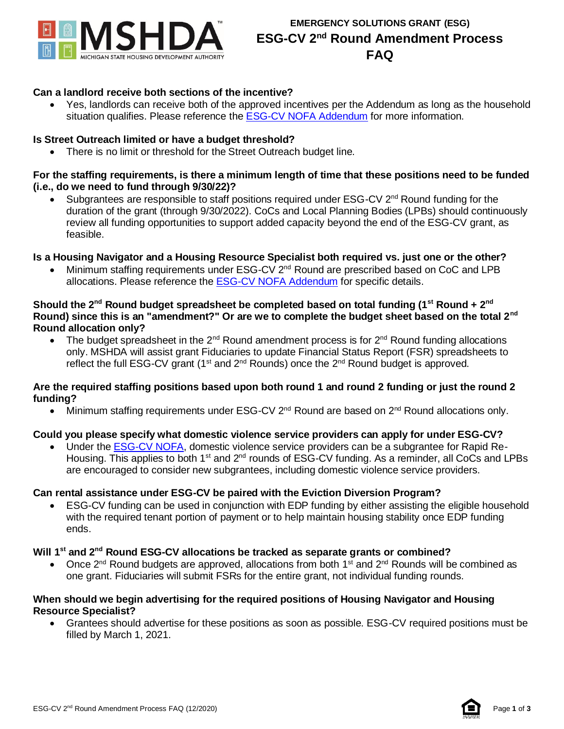# EMERGENCY SOLUTIONS GRANT (ESG)

# ESG-CV 2nd Round Amendment Process FAQ

**Can a landlord receive both sections of the incentive?**

- Yes, landlords can receive both of the approved incentives per the Addendum as long as the household situation qualifies. Please reference the [ESG-CV NOFA Addendum]() for more information.

**Is Street Outreach limited or have a budget threshold?**

- There is no limit or threshold for the Street Outreach budget line.

**For the staffing requirements, is there a minimum length of time that these positions need to be funded (i.e., do we need to fund through 9/30/22)?**

- Subgrantees are responsible to staff positions required under ESG-CV 2nd Round funding for the duration of the grant (through 9/30/2022). CoCs and Local Planning Bodies (LPBs) should continuously review all funding opportunities to support added capacity beyond the end of the ESG-CV grant, as feasible.

**Is a Housing Navigator and a Housing Resource Specialist both required vs. just one or the other?**

- Minimum staffing requirements under ESG-CV 2nd Round are prescribed based on CoC and LPB allocations. Please reference the [ESG-CV NOFA Addendum]() for specific details.

**Should the 2nd Round budget spreadsheet be completed based on total funding (1st Round + 2nd Round) since this is an "amendment?" Or are we to complete the budget sheet based on the total 2nd Round allocation only?**

- The budget spreadsheet in the 2nd Round amendment process is for 2nd Round funding allocations only. MSHDA will assist grant Fiduciaries to update Financial Status Report (FSR) spreadsheets to reflect the full ESG-CV grant (1st and 2nd Rounds) once the 2nd Round budget is approved.

**Are the required staffing positions based upon both round 1 and round 2 funding or just the round 2 funding?**

- Minimum staffing requirements under ESG-CV 2nd Round are based on 2nd Round allocations only.

**Could you please specify what domestic violence service providers can apply for under ESG-CV?**

- Under the [ESG-CV NOFA](), domestic violence service providers can be a subgrantee for Rapid Re-Housing. This applies to both 1st and 2nd rounds of ESG-CV funding. As a reminder, all CoCs and LPBs are encouraged to consider new subgrantees, including domestic violence service providers.

**Can rental assistance under ESG-CV be paired with the Eviction Diversion Program?**

- ESG-CV funding can be used in conjunction with EDP funding by either assisting the eligible household with the required tenant portion of payment or to help maintain housing stability once EDP funding ends.

**Will 1st and 2nd Round ESG-CV allocations be tracked as separate grants or combined?**

- Once 2nd Round budgets are approved, allocations from both 1st and 2nd Rounds will be combined as one grant. Fiduciaries will submit FSRs for the entire grant, not individual funding rounds.

**When should we begin advertising for the required positions of Housing Navigator and Housing Resource Specialist?**

- Grantees should advertise for these positions as soon as possible. ESG-CV required positions must be filled by March 1, 2021.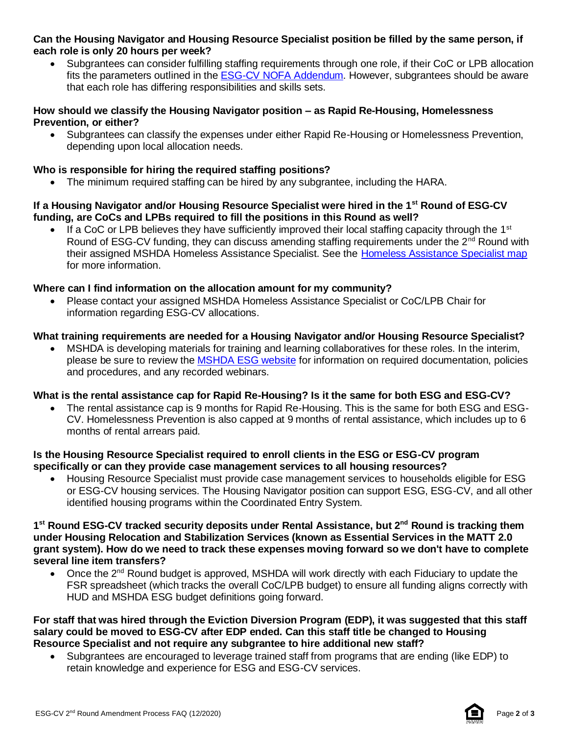**Can the Housing Navigator and Housing Resource Specialist position be filled by the same person, if each role is only 20 hours per week?**

- Subgrantees can consider fulfilling staffing requirements through one role, if their CoC or LPB allocation fits the parameters outlined in the ESG-CV NOFA Addendum. However, subgrantees should be aware that each role has differing responsibilities and skills sets.

**How should we classify the Housing Navigator position – as Rapid Re-Housing, Homelessness Prevention, or either?**

- Subgrantees can classify the expenses under either Rapid Re-Housing or Homelessness Prevention, depending upon local allocation needs.

**Who is responsible for hiring the required staffing positions?**

- The minimum required staffing can be hired by any subgrantee, including the HARA.

**If a Housing Navigator and/or Housing Resource Specialist were hired in the 1st Round of ESG-CV funding, are CoCs and LPBs required to fill the positions in this Round as well?**

- If a CoC or LPB believes they have sufficiently improved their local staffing capacity through the 1st Round of ESG-CV funding, they can discuss amending staffing requirements under the 2nd Round with their assigned MSHDA Homeless Assistance Specialist. See the Homeless Assistance Specialist map for more information.

**Where can I find information on the allocation amount for my community?**

- Please contact your assigned MSHDA Homeless Assistance Specialist or CoC/LPB Chair for information regarding ESG-CV allocations.

**What training requirements are needed for a Housing Navigator and/or Housing Resource Specialist?**

- MSHDA is developing materials for training and learning collaboratives for these roles. In the interim, please be sure to review the MSHDA ESG website for information on required documentation, policies and procedures, and any recorded webinars.

**What is the rental assistance cap for Rapid Re-Housing? Is it the same for both ESG and ESG-CV?**

- The rental assistance cap is 9 months for Rapid Re-Housing. This is the same for both ESG and ESG-CV. Homelessness Prevention is also capped at 9 months of rental assistance, which includes up to 6 months of rental arrears paid.

**Is the Housing Resource Specialist required to enroll clients in the ESG or ESG-CV program specifically or can they provide case management services to all housing resources?**

- Housing Resource Specialist must provide case management services to households eligible for ESG or ESG-CV housing services. The Housing Navigator position can support ESG, ESG-CV, and all other identified housing programs within the Coordinated Entry System.

**1st Round ESG-CV tracked security deposits under Rental Assistance, but 2nd Round is tracking them under Housing Relocation and Stabilization Services (known as Essential Services in the MATT 2.0 grant system). How do we need to track these expenses moving forward so we don't have to complete several line item transfers?**

- Once the 2nd Round budget is approved, MSHDA will work directly with each Fiduciary to update the FSR spreadsheet (which tracks the overall CoC/LPB budget) to ensure all funding aligns correctly with HUD and MSHDA ESG budget definitions going forward.

**For staff that was hired through the Eviction Diversion Program (EDP), it was suggested that this staff salary could be moved to ESG-CV after EDP ended. Can this staff title be changed to Housing Resource Specialist and not require any subgrantee to hire additional new staff?**

- Subgrantees are encouraged to leverage trained staff from programs that are ending (like EDP) to retain knowledge and experience for ESG and ESG-CV services.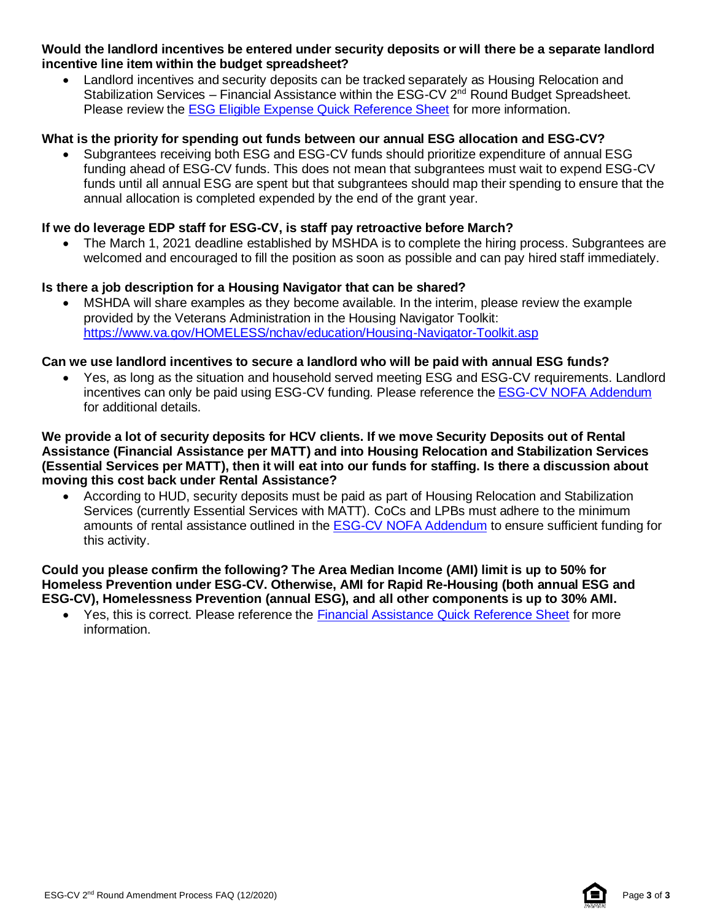**Would the landlord incentives be entered under security deposits or will there be a separate landlord incentive line item within the budget spreadsheet?**

- Landlord incentives and security deposits can be tracked separately as Housing Relocation and Stabilization Services – Financial Assistance within the ESG-CV 2nd Round Budget Spreadsheet. Please review the ESG Eligible Expense Quick Reference Sheet for more information.

**What is the priority for spending out funds between our annual ESG allocation and ESG-CV?**

- Subgrantees receiving both ESG and ESG-CV funds should prioritize expenditure of annual ESG funding ahead of ESG-CV funds. This does not mean that subgrantees must wait to expend ESG-CV funds until all annual ESG are spent but that subgrantees should map their spending to ensure that the annual allocation is completed expended by the end of the grant year.

**If we do leverage EDP staff for ESG-CV, is staff pay retroactive before March?**

- The March 1, 2021 deadline established by MSHDA is to complete the hiring process. Subgrantees are welcomed and encouraged to fill the position as soon as possible and can pay hired staff immediately.

**Is there a job description for a Housing Navigator that can be shared?**

- MSHDA will share examples as they become available. In the interim, please review the example provided by the Veterans Administration in the Housing Navigator Toolkit: https://www.va.gov/HOMELESS/nchav/education/Housing-Navigator-Toolkit.asp

**Can we use landlord incentives to secure a landlord who will be paid with annual ESG funds?**

- Yes, as long as the situation and household served meeting ESG and ESG-CV requirements. Landlord incentives can only be paid using ESG-CV funding. Please reference the ESG-CV NOFA Addendum for additional details.

**We provide a lot of security deposits for HCV clients. If we move Security Deposits out of Rental Assistance (Financial Assistance per MATT) and into Housing Relocation and Stabilization Services (Essential Services per MATT), then it will eat into our funds for staffing. Is there a discussion about moving this cost back under Rental Assistance?**

- According to HUD, security deposits must be paid as part of Housing Relocation and Stabilization Services (currently Essential Services with MATT). CoCs and LPBs must adhere to the minimum amounts of rental assistance outlined in the ESG-CV NOFA Addendum to ensure sufficient funding for this activity.

**Could you please confirm the following? The Area Median Income (AMI) limit is up to 50% for Homeless Prevention under ESG-CV. Otherwise, AMI for Rapid Re-Housing (both annual ESG and ESG-CV), Homelessness Prevention (annual ESG), and all other components is up to 30% AMI.**

- Yes, this is correct. Please reference the Financial Assistance Quick Reference Sheet for more information.